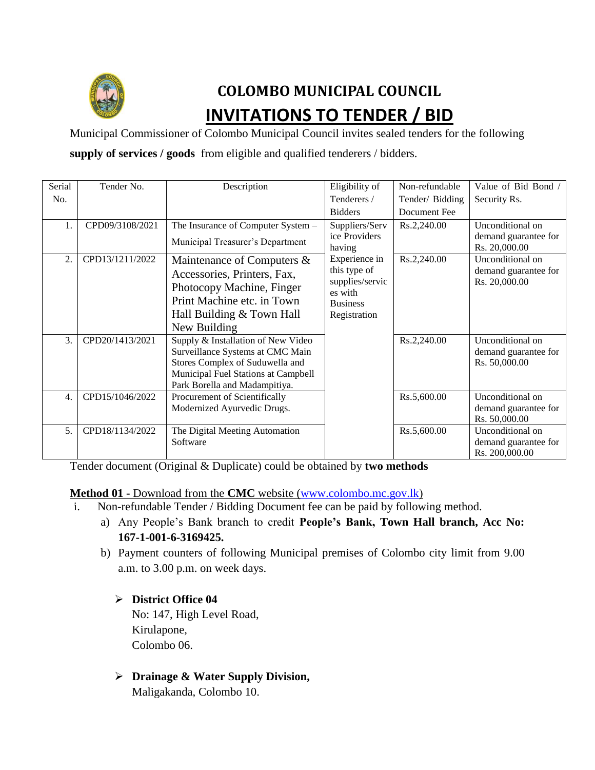# COLOMBO MUNICIPAL COUNCIL

## INVITATIONS TO TENDER / BID

Municipal Commissioner of Colombo Municipal Council invites sealed tenders for the following **supply of services / goods** from eligible and qualified tenderers / bidders.

| Serial No. | Tender No. | Description | Eligibility of Tenderers / Bidders | Non-refundable Tender/ Bidding Document Fee | Value of Bid Bond / Security Rs. |
|---|---|---|---|---|---|
| 1. | CPD09/3108/2021 | The Insurance of Computer System – Municipal Treasurer's Department | Suppliers/Service Providers having Experience in this type of supplies/services with Business Registration | Rs.2,240.00 | Unconditional on demand guarantee for Rs. 20,000.00 |
| 2. | CPD13/1211/2022 | Maintenance of Computers & Accessories, Printers, Fax, Photocopy Machine, Finger Print Machine etc. in Town Hall Building & Town Hall New Building | | Rs.2,240.00 | Unconditional on demand guarantee for Rs. 20,000.00 |
| 3. | CPD20/1413/2021 | Supply & Installation of New Video Surveillance Systems at CMC Main Stores Complex of Suduwella and Municipal Fuel Stations at Campbell Park Borella and Madampitiya. | | Rs.2,240.00 | Unconditional on demand guarantee for Rs. 50,000.00 |
| 4. | CPD15/1046/2022 | Procurement of Scientifically Modernized Ayurvedic Drugs. | | Rs.5,600.00 | Unconditional on demand guarantee for Rs. 50,000.00 |
| 5. | CPD18/1134/2022 | The Digital Meeting Automation Software | | Rs.5,600.00 | Unconditional on demand guarantee for Rs. 200,000.00 |

Tender document (Original & Duplicate) could be obtained by **two methods**

**Method 01 -** Download from the **CMC** website (www.colombo.mc.gov.lk)

i. Non-refundable Tender / Bidding Document fee can be paid by following method.

   a) Any People's Bank branch to credit **People's Bank, Town Hall branch, Acc No: 167-1-001-6-3169425.**

   b) Payment counters of following Municipal premises of Colombo city limit from 9.00 a.m. to 3.00 p.m. on week days.

   - **District Office 04**
     No: 147, High Level Road,
     Kirulapone,
     Colombo 06.

   - **Drainage & Water Supply Division,**
     Maligakanda, Colombo 10.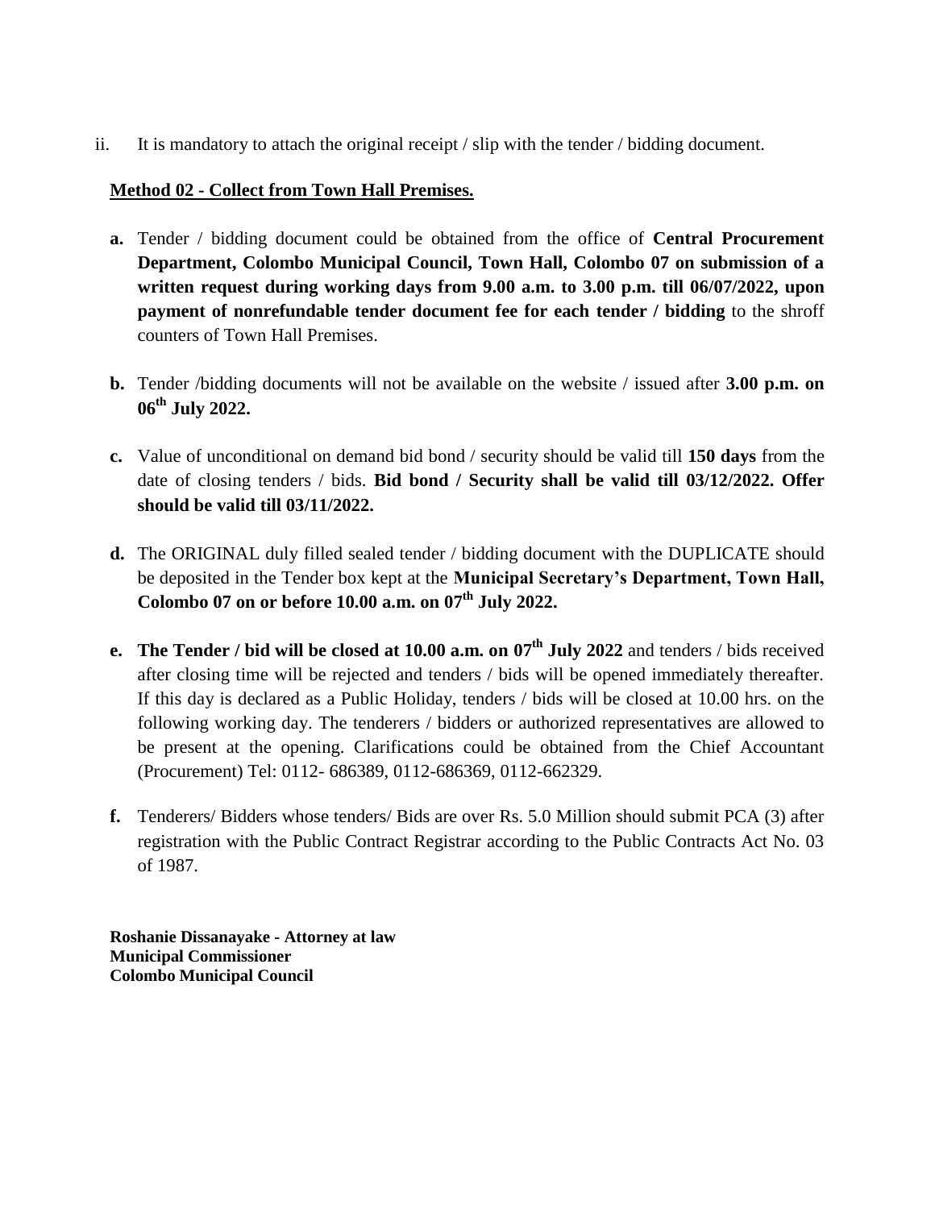ii. It is mandatory to attach the original receipt / slip with the tender / bidding document.

**Method 02 - Collect from Town Hall Premises.**

**a.** Tender / bidding document could be obtained from the office of **Central Procurement Department, Colombo Municipal Council, Town Hall, Colombo 07 on submission of a written request during working days from 9.00 a.m. to 3.00 p.m. till 06/07/2022, upon payment of nonrefundable tender document fee for each tender / bidding** to the shroff counters of Town Hall Premises.

**b.** Tender /bidding documents will not be available on the website / issued after **3.00 p.m. on 06th July 2022.**

**c.** Value of unconditional on demand bid bond / security should be valid till **150 days** from the date of closing tenders / bids. **Bid bond / Security shall be valid till 03/12/2022. Offer should be valid till 03/11/2022.**

**d.** The ORIGINAL duly filled sealed tender / bidding document with the DUPLICATE should be deposited in the Tender box kept at the **Municipal Secretary's Department, Town Hall, Colombo 07 on or before 10.00 a.m. on 07th July 2022.**

**e.** **The Tender / bid will be closed at 10.00 a.m. on 07th July 2022** and tenders / bids received after closing time will be rejected and tenders / bids will be opened immediately thereafter. If this day is declared as a Public Holiday, tenders / bids will be closed at 10.00 hrs. on the following working day. The tenderers / bidders or authorized representatives are allowed to be present at the opening. Clarifications could be obtained from the Chief Accountant (Procurement) Tel: 0112- 686389, 0112-686369, 0112-662329.

**f.** Tenderers/ Bidders whose tenders/ Bids are over Rs. 5.0 Million should submit PCA (3) after registration with the Public Contract Registrar according to the Public Contracts Act No. 03 of 1987.

**Roshanie Dissanayake - Attorney at law**
**Municipal Commissioner**
**Colombo Municipal Council**